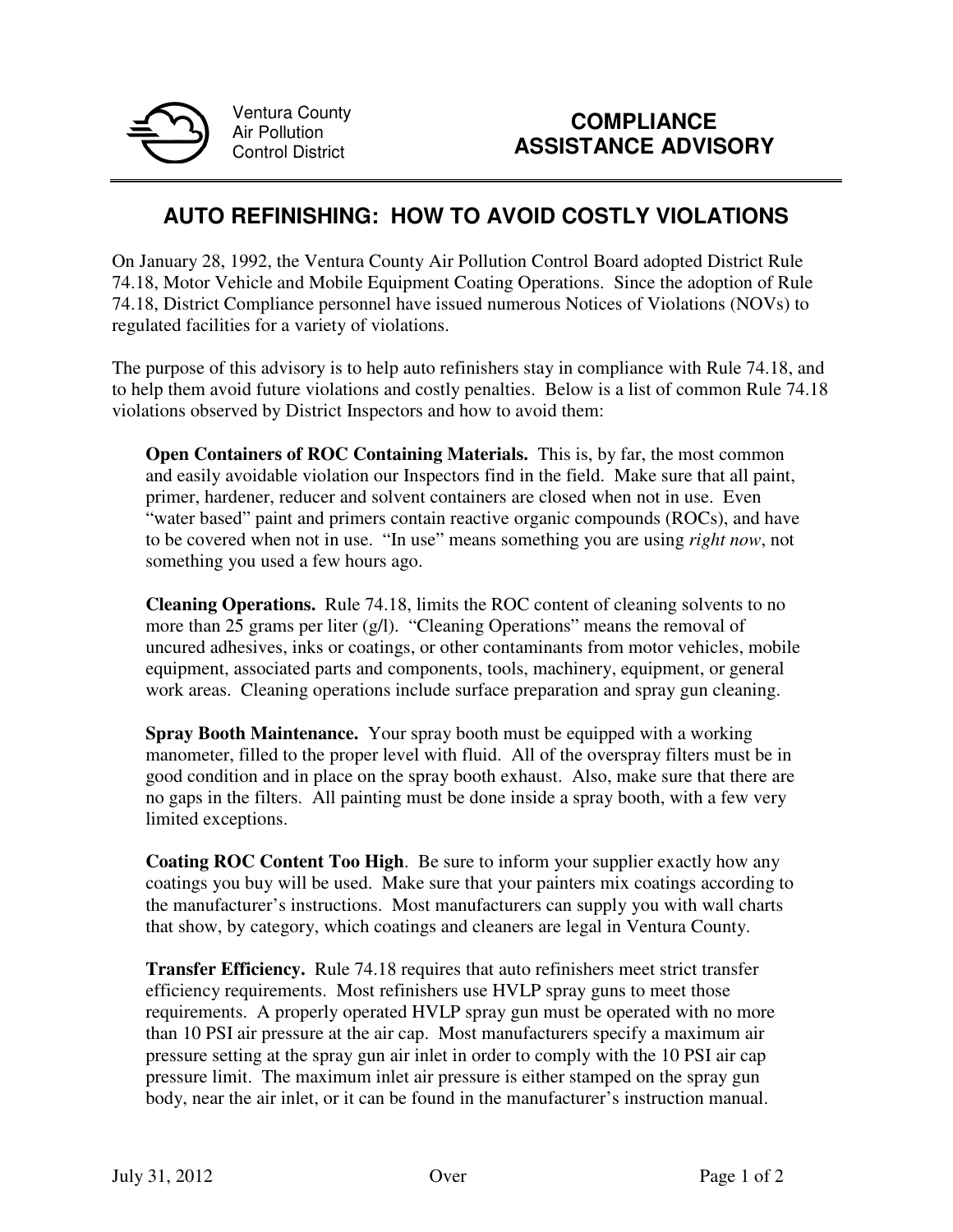Ventura County Air Pollution Control District

**COMPLIANCE ASSISTANCE ADVISORY**

# AUTO REFINISHING: HOW TO AVOID COSTLY VIOLATIONS

On January 28, 1992, the Ventura County Air Pollution Control Board adopted District Rule 74.18, Motor Vehicle and Mobile Equipment Coating Operations. Since the adoption of Rule 74.18, District Compliance personnel have issued numerous Notices of Violations (NOVs) to regulated facilities for a variety of violations.

The purpose of this advisory is to help auto refinishers stay in compliance with Rule 74.18, and to help them avoid future violations and costly penalties. Below is a list of common Rule 74.18 violations observed by District Inspectors and how to avoid them:

**Open Containers of ROC Containing Materials.** This is, by far, the most common and easily avoidable violation our Inspectors find in the field. Make sure that all paint, primer, hardener, reducer and solvent containers are closed when not in use. Even "water based" paint and primers contain reactive organic compounds (ROCs), and have to be covered when not in use. "In use" means something you are using *right now*, not something you used a few hours ago.

**Cleaning Operations.** Rule 74.18, limits the ROC content of cleaning solvents to no more than 25 grams per liter (g/l). "Cleaning Operations" means the removal of uncured adhesives, inks or coatings, or other contaminants from motor vehicles, mobile equipment, associated parts and components, tools, machinery, equipment, or general work areas. Cleaning operations include surface preparation and spray gun cleaning.

**Spray Booth Maintenance.** Your spray booth must be equipped with a working manometer, filled to the proper level with fluid. All of the overspray filters must be in good condition and in place on the spray booth exhaust. Also, make sure that there are no gaps in the filters. All painting must be done inside a spray booth, with a few very limited exceptions.

**Coating ROC Content Too High**. Be sure to inform your supplier exactly how any coatings you buy will be used. Make sure that your painters mix coatings according to the manufacturer's instructions. Most manufacturers can supply you with wall charts that show, by category, which coatings and cleaners are legal in Ventura County.

**Transfer Efficiency.** Rule 74.18 requires that auto refinishers meet strict transfer efficiency requirements. Most refinishers use HVLP spray guns to meet those requirements. A properly operated HVLP spray gun must be operated with no more than 10 PSI air pressure at the air cap. Most manufacturers specify a maximum air pressure setting at the spray gun air inlet in order to comply with the 10 PSI air cap pressure limit. The maximum inlet air pressure is either stamped on the spray gun body, near the air inlet, or it can be found in the manufacturer's instruction manual.

July 31, 2012 Over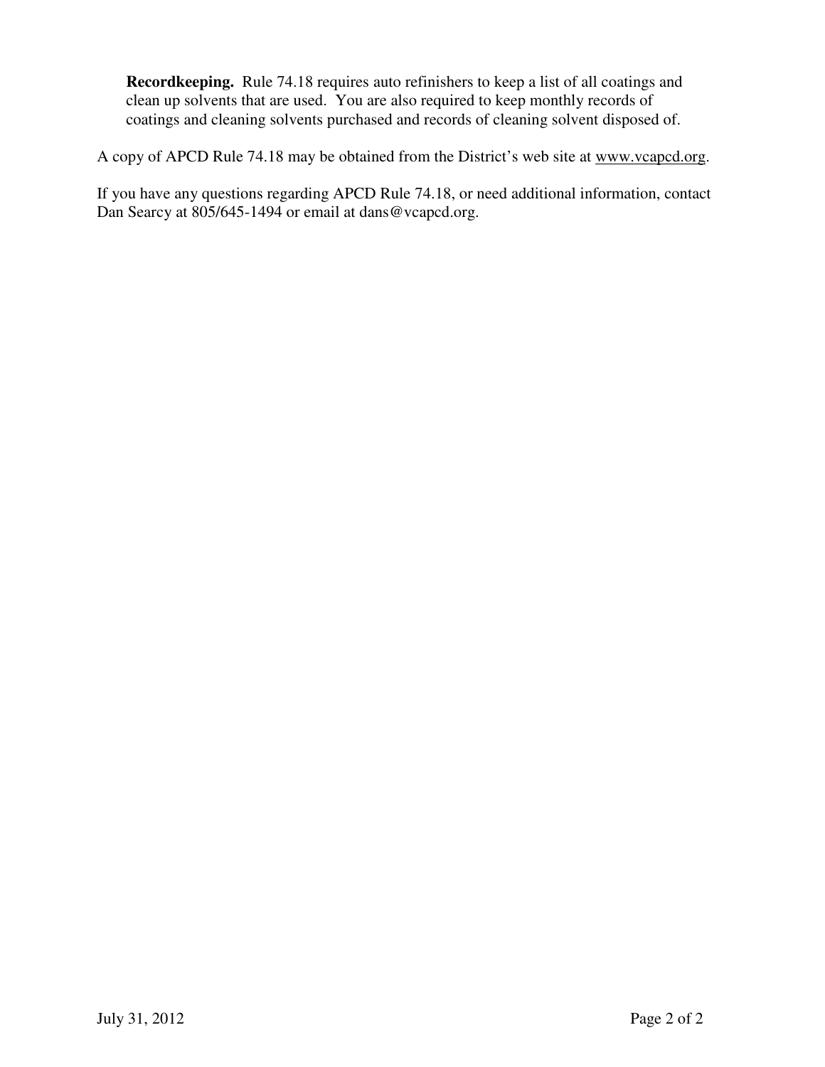**Recordkeeping.** Rule 74.18 requires auto refinishers to keep a list of all coatings and clean up solvents that are used. You are also required to keep monthly records of coatings and cleaning solvents purchased and records of cleaning solvent disposed of.

A copy of APCD Rule 74.18 may be obtained from the District's web site at www.vcapcd.org.

If you have any questions regarding APCD Rule 74.18, or need additional information, contact Dan Searcy at 805/645-1494 or email at dans@vcapcd.org.